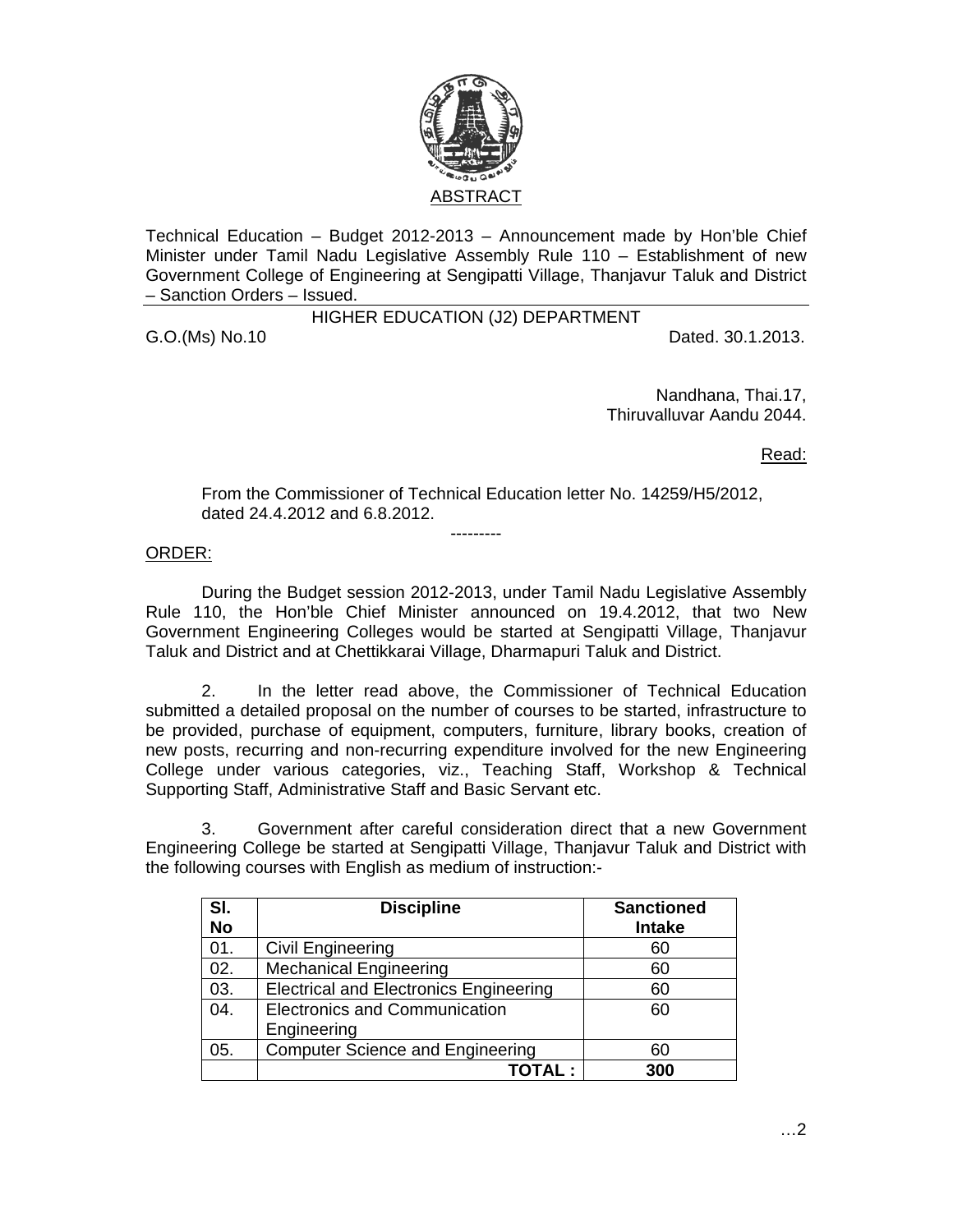ABSTRACT

Technical Education – Budget 2012-2013 – Announcement made by Hon'ble Chief Minister under Tamil Nadu Legislative Assembly Rule 110 – Establishment of new Government College of Engineering at Sengipatti Village, Thanjavur Taluk and District – Sanction Orders – Issued.

---

HIGHER EDUCATION (J2) DEPARTMENT

G.O.(Ms) No.10 Dated. 30.1.2013.

Nandhana, Thai.17,
Thiruvalluvar Aandu 2044.

Read:

From the Commissioner of Technical Education letter No. 14259/H5/2012, dated 24.4.2012 and 6.8.2012.

---------

ORDER:

During the Budget session 2012-2013, under Tamil Nadu Legislative Assembly Rule 110, the Hon'ble Chief Minister announced on 19.4.2012, that two New Government Engineering Colleges would be started at Sengipatti Village, Thanjavur Taluk and District and at Chettikkarai Village, Dharmapuri Taluk and District.

2. In the letter read above, the Commissioner of Technical Education submitted a detailed proposal on the number of courses to be started, infrastructure to be provided, purchase of equipment, computers, furniture, library books, creation of new posts, recurring and non-recurring expenditure involved for the new Engineering College under various categories, viz., Teaching Staff, Workshop & Technical Supporting Staff, Administrative Staff and Basic Servant etc.

3. Government after careful consideration direct that a new Government Engineering College be started at Sengipatti Village, Thanjavur Taluk and District with the following courses with English as medium of instruction:-

| Sl. No | Discipline | Sanctioned Intake |
|---|---|---|
| 01. | Civil Engineering | 60 |
| 02. | Mechanical Engineering | 60 |
| 03. | Electrical and Electronics Engineering | 60 |
| 04. | Electronics and Communication Engineering | 60 |
| 05. | Computer Science and Engineering | 60 |
| | **TOTAL :** | **300** |

…2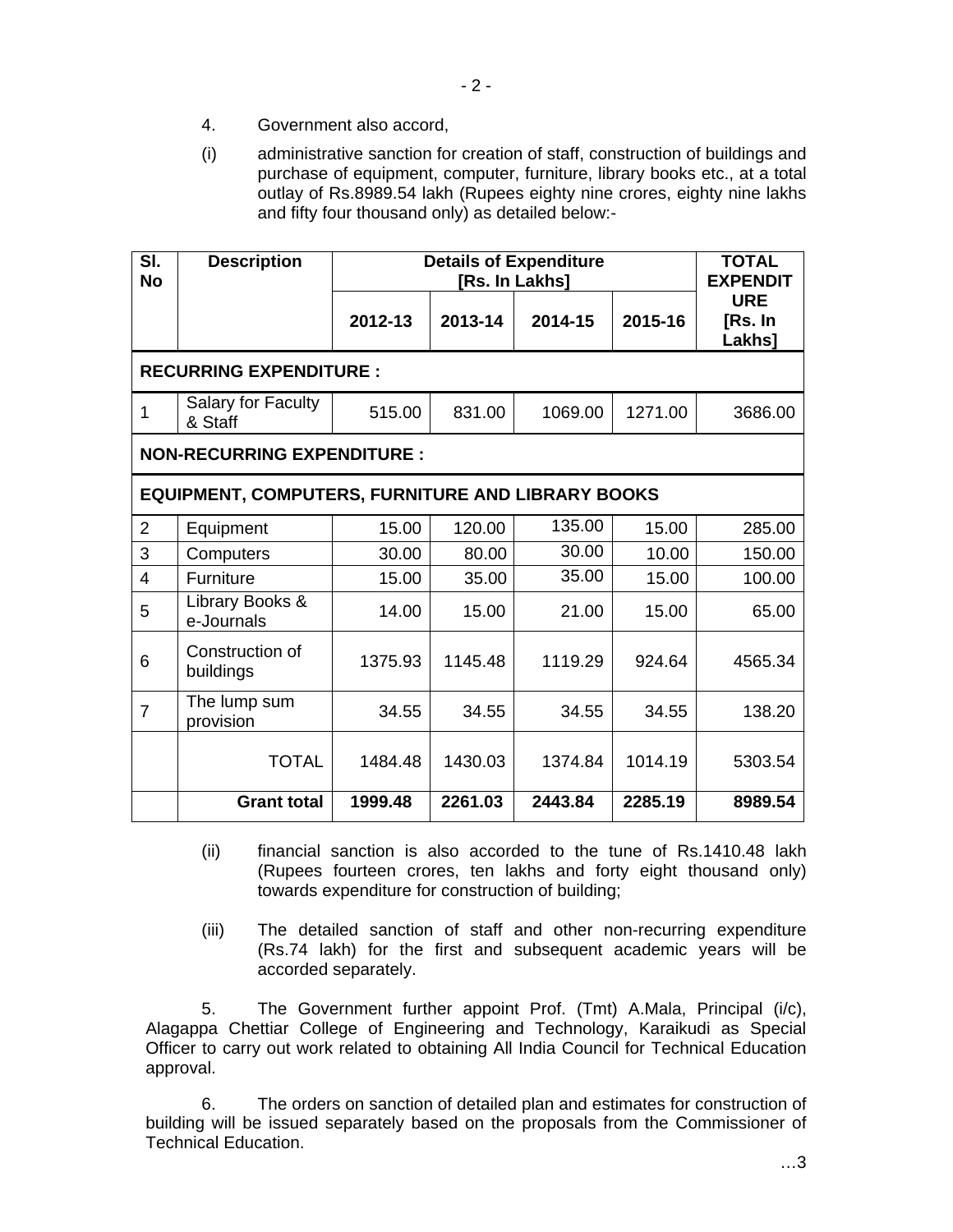4. Government also accord,

(i) administrative sanction for creation of staff, construction of buildings and purchase of equipment, computer, furniture, library books etc., at a total outlay of Rs.8989.54 lakh (Rupees eighty nine crores, eighty nine lakhs and fifty four thousand only) as detailed below:-

| Sl. No | Description | Details of Expenditure [Rs. In Lakhs] | | | | TOTAL EXPENDITURE [Rs. In Lakhs] |
|---|---|---|---|---|---|---|
| | | 2012-13 | 2013-14 | 2014-15 | 2015-16 | |
| **RECURRING EXPENDITURE :** | | | | | | |
| 1 | Salary for Faculty & Staff | 515.00 | 831.00 | 1069.00 | 1271.00 | 3686.00 |
| **NON-RECURRING EXPENDITURE :** | | | | | | |
| **EQUIPMENT, COMPUTERS, FURNITURE AND LIBRARY BOOKS** | | | | | | |
| 2 | Equipment | 15.00 | 120.00 | 135.00 | 15.00 | 285.00 |
| 3 | Computers | 30.00 | 80.00 | 30.00 | 10.00 | 150.00 |
| 4 | Furniture | 15.00 | 35.00 | 35.00 | 15.00 | 100.00 |
| 5 | Library Books & e-Journals | 14.00 | 15.00 | 21.00 | 15.00 | 65.00 |
| 6 | Construction of buildings | 1375.93 | 1145.48 | 1119.29 | 924.64 | 4565.34 |
| 7 | The lump sum provision | 34.55 | 34.55 | 34.55 | 34.55 | 138.20 |
| | TOTAL | 1484.48 | 1430.03 | 1374.84 | 1014.19 | 5303.54 |
| | **Grant total** | **1999.48** | **2261.03** | **2443.84** | **2285.19** | **8989.54** |

(ii) financial sanction is also accorded to the tune of Rs.1410.48 lakh (Rupees fourteen crores, ten lakhs and forty eight thousand only) towards expenditure for construction of building;

(iii) The detailed sanction of staff and other non-recurring expenditure (Rs.74 lakh) for the first and subsequent academic years will be accorded separately.

5. The Government further appoint Prof. (Tmt) A.Mala, Principal (i/c), Alagappa Chettiar College of Engineering and Technology, Karaikudi as Special Officer to carry out work related to obtaining All India Council for Technical Education approval.

6. The orders on sanction of detailed plan and estimates for construction of building will be issued separately based on the proposals from the Commissioner of Technical Education.

…3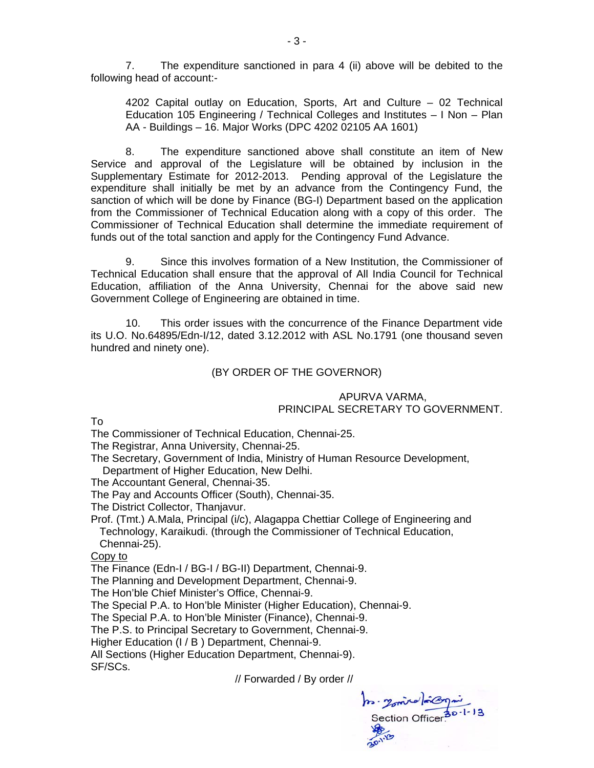7. The expenditure sanctioned in para 4 (ii) above will be debited to the following head of account:-

> 4202 Capital outlay on Education, Sports, Art and Culture – 02 Technical Education 105 Engineering / Technical Colleges and Institutes – I Non – Plan AA - Buildings – 16. Major Works (DPC 4202 02105 AA 1601)

8. The expenditure sanctioned above shall constitute an item of New Service and approval of the Legislature will be obtained by inclusion in the Supplementary Estimate for 2012-2013. Pending approval of the Legislature the expenditure shall initially be met by an advance from the Contingency Fund, the sanction of which will be done by Finance (BG-I) Department based on the application from the Commissioner of Technical Education along with a copy of this order. The Commissioner of Technical Education shall determine the immediate requirement of funds out of the total sanction and apply for the Contingency Fund Advance.

9. Since this involves formation of a New Institution, the Commissioner of Technical Education shall ensure that the approval of All India Council for Technical Education, affiliation of the Anna University, Chennai for the above said new Government College of Engineering are obtained in time.

10. This order issues with the concurrence of the Finance Department vide its U.O. No.64895/Edn-I/12, dated 3.12.2012 with ASL No.1791 (one thousand seven hundred and ninety one).

(BY ORDER OF THE GOVERNOR)

APURVA VARMA,
PRINCIPAL SECRETARY TO GOVERNMENT.

To
The Commissioner of Technical Education, Chennai-25.
The Registrar, Anna University, Chennai-25.
The Secretary, Government of India, Ministry of Human Resource Development, Department of Higher Education, New Delhi.
The Accountant General, Chennai-35.
The Pay and Accounts Officer (South), Chennai-35.
The District Collector, Thanjavur.
Prof. (Tmt.) A.Mala, Principal (i/c), Alagappa Chettiar College of Engineering and Technology, Karaikudi. (through the Commissioner of Technical Education, Chennai-25).

Copy to
The Finance (Edn-I / BG-I / BG-II) Department, Chennai-9.
The Planning and Development Department, Chennai-9.
The Hon'ble Chief Minister's Office, Chennai-9.
The Special P.A. to Hon'ble Minister (Higher Education), Chennai-9.
The Special P.A. to Hon'ble Minister (Finance), Chennai-9.
The P.S. to Principal Secretary to Government, Chennai-9.
Higher Education (I / B ) Department, Chennai-9.
All Sections (Higher Education Department, Chennai-9).
SF/SCs.

// Forwarded / By order //

Section Officer. 30-1-13
30.1.13